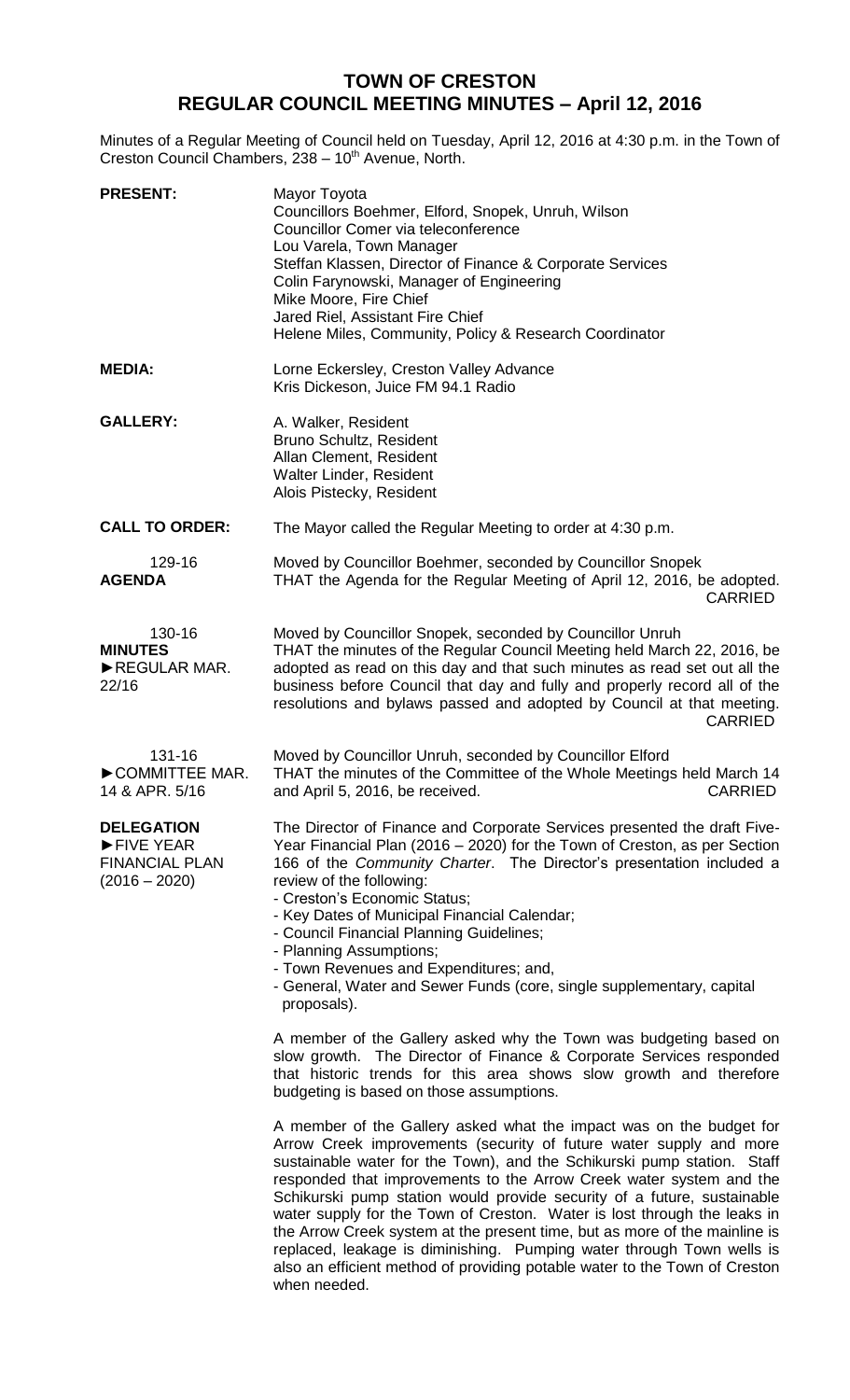# TOWN OF CRESTON
## REGULAR COUNCIL MEETING MINUTES – April 12, 2016

Minutes of a Regular Meeting of Council held on Tuesday, April 12, 2016 at 4:30 p.m. in the Town of Creston Council Chambers, 238 – 10th Avenue, North.

**PRESENT:**
Mayor Toyota
Councillors Boehmer, Elford, Snopek, Unruh, Wilson
Councillor Comer via teleconference
Lou Varela, Town Manager
Steffan Klassen, Director of Finance & Corporate Services
Colin Farynowski, Manager of Engineering
Mike Moore, Fire Chief
Jared Riel, Assistant Fire Chief
Helene Miles, Community, Policy & Research Coordinator

**MEDIA:**
Lorne Eckersley, Creston Valley Advance
Kris Dickeson, Juice FM 94.1 Radio

**GALLERY:**
A. Walker, Resident
Bruno Schultz, Resident
Allan Clement, Resident
Walter Linder, Resident
Alois Pistecky, Resident

**CALL TO ORDER:**
The Mayor called the Regular Meeting to order at 4:30 p.m.

129-16
**AGENDA**

Moved by Councillor Boehmer, seconded by Councillor Snopek
THAT the Agenda for the Regular Meeting of April 12, 2016, be adopted.
CARRIED

130-16
**MINUTES**
►REGULAR MAR. 22/16

Moved by Councillor Snopek, seconded by Councillor Unruh
THAT the minutes of the Regular Council Meeting held March 22, 2016, be adopted as read on this day and that such minutes as read set out all the business before Council that day and fully and properly record all of the resolutions and bylaws passed and adopted by Council at that meeting.
CARRIED

131-16
►COMMITTEE MAR. 14 & APR. 5/16

Moved by Councillor Unruh, seconded by Councillor Elford
THAT the minutes of the Committee of the Whole Meetings held March 14 and April 5, 2016, be received.
CARRIED

**DELEGATION**
►FIVE YEAR FINANCIAL PLAN (2016 – 2020)

The Director of Finance and Corporate Services presented the draft Five-Year Financial Plan (2016 – 2020) for the Town of Creston, as per Section 166 of the *Community Charter*. The Director's presentation included a review of the following:
- Creston's Economic Status;
- Key Dates of Municipal Financial Calendar;
- Council Financial Planning Guidelines;
- Planning Assumptions;
- Town Revenues and Expenditures; and,
- General, Water and Sewer Funds (core, single supplementary, capital proposals).

A member of the Gallery asked why the Town was budgeting based on slow growth. The Director of Finance & Corporate Services responded that historic trends for this area shows slow growth and therefore budgeting is based on those assumptions.

A member of the Gallery asked what the impact was on the budget for Arrow Creek improvements (security of future water supply and more sustainable water for the Town), and the Schikurski pump station. Staff responded that improvements to the Arrow Creek water system and the Schikurski pump station would provide security of a future, sustainable water supply for the Town of Creston. Water is lost through the leaks in the Arrow Creek system at the present time, but as more of the mainline is replaced, leakage is diminishing. Pumping water through Town wells is also an efficient method of providing potable water to the Town of Creston when needed.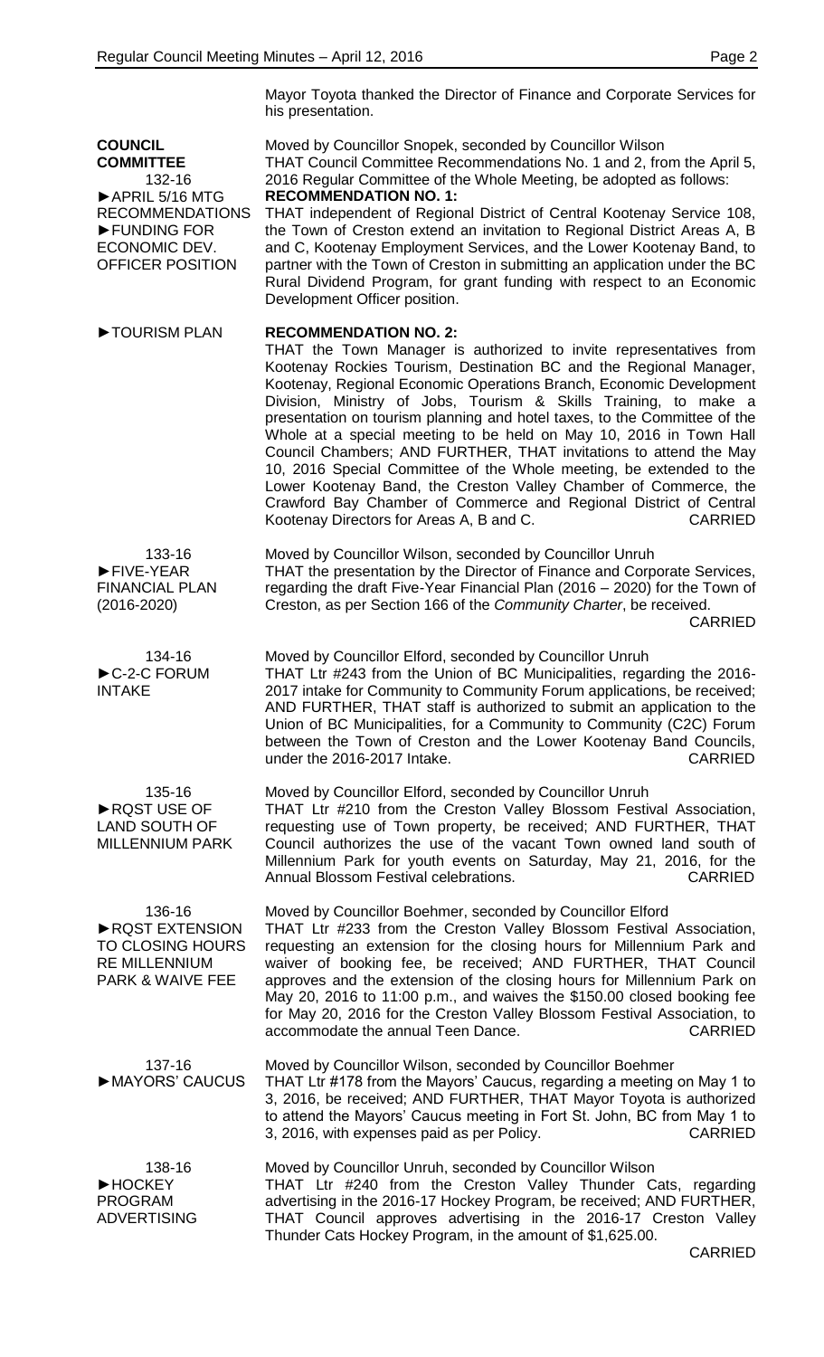Mayor Toyota thanked the Director of Finance and Corporate Services for his presentation.

**COUNCIL COMMITTEE**
132-16
►APRIL 5/16 MTG RECOMMENDATIONS
►FUNDING FOR ECONOMIC DEV. OFFICER POSITION

Moved by Councillor Snopek, seconded by Councillor Wilson
THAT Council Committee Recommendations No. 1 and 2, from the April 5, 2016 Regular Committee of the Whole Meeting, be adopted as follows:

**RECOMMENDATION NO. 1:**
THAT independent of Regional District of Central Kootenay Service 108, the Town of Creston extend an invitation to Regional District Areas A, B and C, Kootenay Employment Services, and the Lower Kootenay Band, to partner with the Town of Creston in submitting an application under the BC Rural Dividend Program, for grant funding with respect to an Economic Development Officer position.

►TOURISM PLAN

**RECOMMENDATION NO. 2:**
THAT the Town Manager is authorized to invite representatives from Kootenay Rockies Tourism, Destination BC and the Regional Manager, Kootenay, Regional Economic Operations Branch, Economic Development Division, Ministry of Jobs, Tourism & Skills Training, to make a presentation on tourism planning and hotel taxes, to the Committee of the Whole at a special meeting to be held on May 10, 2016 in Town Hall Council Chambers; AND FURTHER, THAT invitations to attend the May 10, 2016 Special Committee of the Whole meeting, be extended to the Lower Kootenay Band, the Creston Valley Chamber of Commerce, the Crawford Bay Chamber of Commerce and Regional District of Central Kootenay Directors for Areas A, B and C. CARRIED

133-16
►FIVE-YEAR FINANCIAL PLAN (2016-2020)

Moved by Councillor Wilson, seconded by Councillor Unruh
THAT the presentation by the Director of Finance and Corporate Services, regarding the draft Five-Year Financial Plan (2016 – 2020) for the Town of Creston, as per Section 166 of the *Community Charter*, be received.
CARRIED

134-16
►C-2-C FORUM INTAKE

Moved by Councillor Elford, seconded by Councillor Unruh
THAT Ltr #243 from the Union of BC Municipalities, regarding the 2016-2017 intake for Community to Community Forum applications, be received; AND FURTHER, THAT staff is authorized to submit an application to the Union of BC Municipalities, for a Community to Community (C2C) Forum between the Town of Creston and the Lower Kootenay Band Councils, under the 2016-2017 Intake. CARRIED

135-16
►RQST USE OF LAND SOUTH OF MILLENNIUM PARK

Moved by Councillor Elford, seconded by Councillor Unruh
THAT Ltr #210 from the Creston Valley Blossom Festival Association, requesting use of Town property, be received; AND FURTHER, THAT Council authorizes the use of the vacant Town owned land south of Millennium Park for youth events on Saturday, May 21, 2016, for the Annual Blossom Festival celebrations. CARRIED

136-16
►RQST EXTENSION TO CLOSING HOURS RE MILLENNIUM PARK & WAIVE FEE

Moved by Councillor Boehmer, seconded by Councillor Elford
THAT Ltr #233 from the Creston Valley Blossom Festival Association, requesting an extension for the closing hours for Millennium Park and waiver of booking fee, be received; AND FURTHER, THAT Council approves and the extension of the closing hours for Millennium Park on May 20, 2016 to 11:00 p.m., and waives the $150.00 closed booking fee for May 20, 2016 for the Creston Valley Blossom Festival Association, to accommodate the annual Teen Dance. CARRIED

137-16
►MAYORS' CAUCUS

Moved by Councillor Wilson, seconded by Councillor Boehmer
THAT Ltr #178 from the Mayors' Caucus, regarding a meeting on May 1 to 3, 2016, be received; AND FURTHER, THAT Mayor Toyota is authorized to attend the Mayors' Caucus meeting in Fort St. John, BC from May 1 to 3, 2016, with expenses paid as per Policy. CARRIED

138-16
►HOCKEY PROGRAM ADVERTISING

Moved by Councillor Unruh, seconded by Councillor Wilson
THAT Ltr #240 from the Creston Valley Thunder Cats, regarding advertising in the 2016-17 Hockey Program, be received; AND FURTHER, THAT Council approves advertising in the 2016-17 Creston Valley Thunder Cats Hockey Program, in the amount of $1,625.00.
CARRIED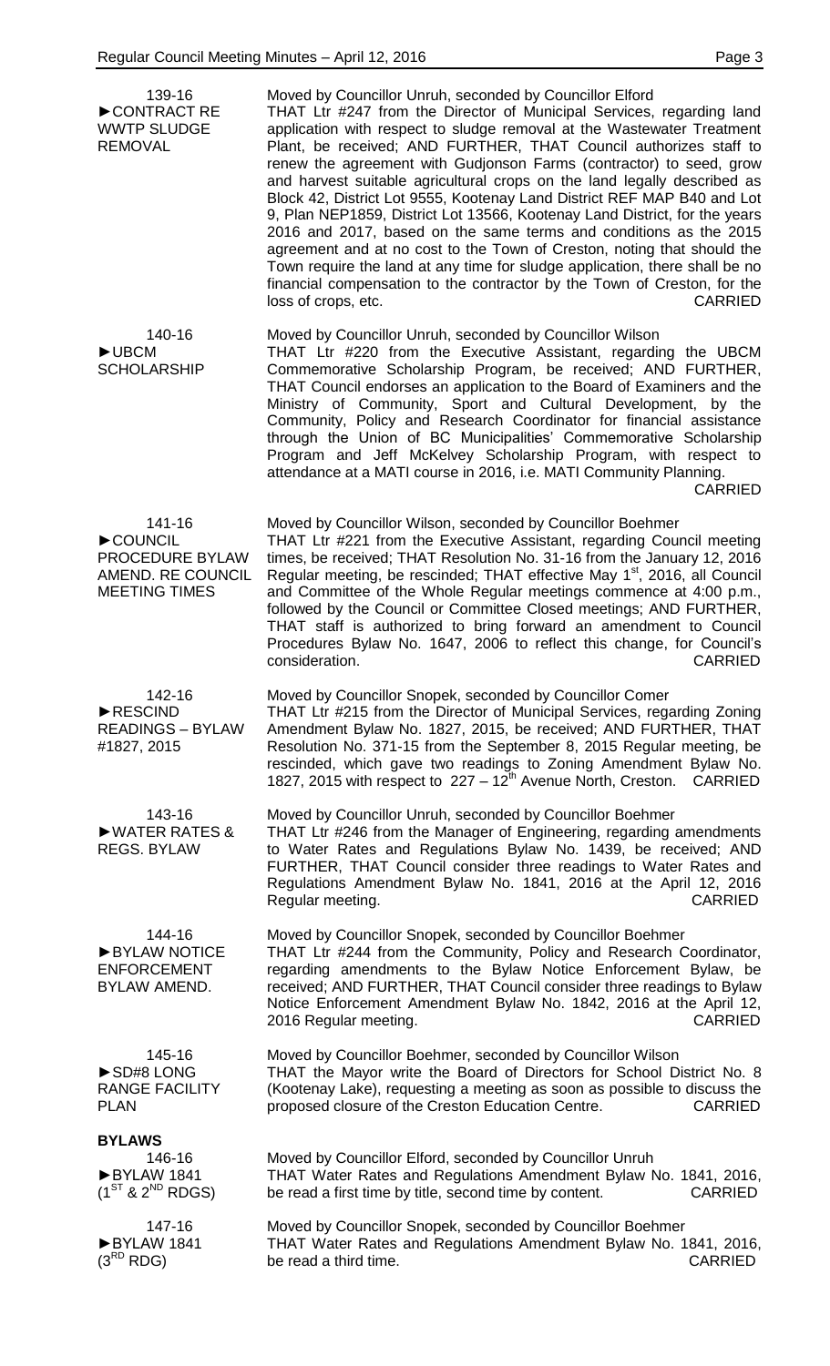**139-16**
**►CONTRACT RE WWTP SLUDGE REMOVAL**

Moved by Councillor Unruh, seconded by Councillor Elford
THAT Ltr #247 from the Director of Municipal Services, regarding land application with respect to sludge removal at the Wastewater Treatment Plant, be received; AND FURTHER, THAT Council authorizes staff to renew the agreement with Gudjonson Farms (contractor) to seed, grow and harvest suitable agricultural crops on the land legally described as Block 42, District Lot 9555, Kootenay Land District REF MAP B40 and Lot 9, Plan NEP1859, District Lot 13566, Kootenay Land District, for the years 2016 and 2017, based on the same terms and conditions as the 2015 agreement and at no cost to the Town of Creston, noting that should the Town require the land at any time for sludge application, there shall be no financial compensation to the contractor by the Town of Creston, for the loss of crops, etc. CARRIED

**140-16**
**►UBCM SCHOLARSHIP**

Moved by Councillor Unruh, seconded by Councillor Wilson
THAT Ltr #220 from the Executive Assistant, regarding the UBCM Commemorative Scholarship Program, be received; AND FURTHER, THAT Council endorses an application to the Board of Examiners and the Ministry of Community, Sport and Cultural Development, by the Community, Policy and Research Coordinator for financial assistance through the Union of BC Municipalities' Commemorative Scholarship Program and Jeff McKelvey Scholarship Program, with respect to attendance at a MATI course in 2016, i.e. MATI Community Planning. CARRIED

**141-16**
**►COUNCIL PROCEDURE BYLAW AMEND. RE COUNCIL MEETING TIMES**

Moved by Councillor Wilson, seconded by Councillor Boehmer
THAT Ltr #221 from the Executive Assistant, regarding Council meeting times, be received; THAT Resolution No. 31-16 from the January 12, 2016 Regular meeting, be rescinded; THAT effective May 1st, 2016, all Council and Committee of the Whole Regular meetings commence at 4:00 p.m., followed by the Council or Committee Closed meetings; AND FURTHER, THAT staff is authorized to bring forward an amendment to Council Procedures Bylaw No. 1647, 2006 to reflect this change, for Council's consideration. CARRIED

**142-16**
**►RESCIND READINGS – BYLAW #1827, 2015**

Moved by Councillor Snopek, seconded by Councillor Comer
THAT Ltr #215 from the Director of Municipal Services, regarding Zoning Amendment Bylaw No. 1827, 2015, be received; AND FURTHER, THAT Resolution No. 371-15 from the September 8, 2015 Regular meeting, be rescinded, which gave two readings to Zoning Amendment Bylaw No. 1827, 2015 with respect to 227 – 12th Avenue North, Creston. CARRIED

**143-16**
**►WATER RATES & REGS. BYLAW**

Moved by Councillor Unruh, seconded by Councillor Boehmer
THAT Ltr #246 from the Manager of Engineering, regarding amendments to Water Rates and Regulations Bylaw No. 1439, be received; AND FURTHER, THAT Council consider three readings to Water Rates and Regulations Amendment Bylaw No. 1841, 2016 at the April 12, 2016 Regular meeting. CARRIED

**144-16**
**►BYLAW NOTICE ENFORCEMENT BYLAW AMEND.**

Moved by Councillor Snopek, seconded by Councillor Boehmer
THAT Ltr #244 from the Community, Policy and Research Coordinator, regarding amendments to the Bylaw Notice Enforcement Bylaw, be received; AND FURTHER, THAT Council consider three readings to Bylaw Notice Enforcement Amendment Bylaw No. 1842, 2016 at the April 12, 2016 Regular meeting. CARRIED

**145-16**
**►SD#8 LONG RANGE FACILITY PLAN**

Moved by Councillor Boehmer, seconded by Councillor Wilson
THAT the Mayor write the Board of Directors for School District No. 8 (Kootenay Lake), requesting a meeting as soon as possible to discuss the proposed closure of the Creston Education Centre. CARRIED

## BYLAWS

**146-16**
**►BYLAW 1841 (1ST & 2ND RDGS)**

Moved by Councillor Elford, seconded by Councillor Unruh
THAT Water Rates and Regulations Amendment Bylaw No. 1841, 2016, be read a first time by title, second time by content. CARRIED

**147-16**
**►BYLAW 1841 (3RD RDG)**

Moved by Councillor Snopek, seconded by Councillor Boehmer
THAT Water Rates and Regulations Amendment Bylaw No. 1841, 2016, be read a third time. CARRIED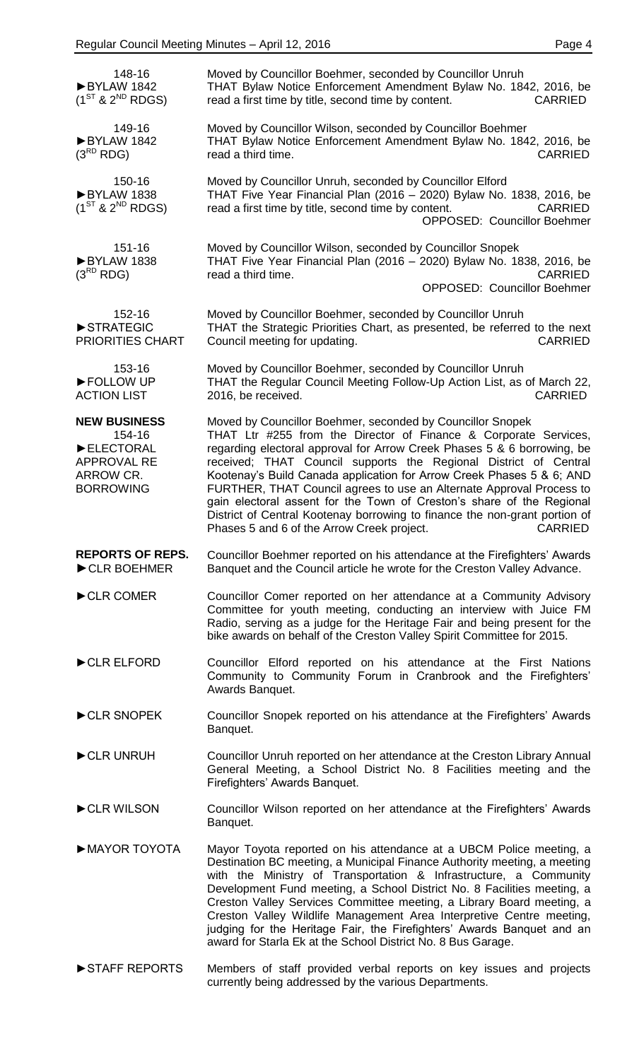148-16
►BYLAW 1842
($1^{ST}$ & $2^{ND}$ RDGS)

Moved by Councillor Boehmer, seconded by Councillor Unruh
THAT Bylaw Notice Enforcement Amendment Bylaw No. 1842, 2016, be read a first time by title, second time by content. CARRIED

149-16
►BYLAW 1842
($3^{RD}$ RDG)

Moved by Councillor Wilson, seconded by Councillor Boehmer
THAT Bylaw Notice Enforcement Amendment Bylaw No. 1842, 2016, be read a third time. CARRIED

150-16
►BYLAW 1838
($1^{ST}$ & $2^{ND}$ RDGS)

Moved by Councillor Unruh, seconded by Councillor Elford
THAT Five Year Financial Plan (2016 – 2020) Bylaw No. 1838, 2016, be read a first time by title, second time by content. CARRIED
OPPOSED: Councillor Boehmer

151-16
►BYLAW 1838
($3^{RD}$ RDG)

Moved by Councillor Wilson, seconded by Councillor Snopek
THAT Five Year Financial Plan (2016 – 2020) Bylaw No. 1838, 2016, be read a third time. CARRIED
OPPOSED: Councillor Boehmer

152-16
►STRATEGIC PRIORITIES CHART

Moved by Councillor Boehmer, seconded by Councillor Unruh
THAT the Strategic Priorities Chart, as presented, be referred to the next Council meeting for updating. CARRIED

153-16
►FOLLOW UP ACTION LIST

Moved by Councillor Boehmer, seconded by Councillor Unruh
THAT the Regular Council Meeting Follow-Up Action List, as of March 22, 2016, be received. CARRIED

**NEW BUSINESS**
154-16
►ELECTORAL APPROVAL RE ARROW CR. BORROWING

Moved by Councillor Boehmer, seconded by Councillor Snopek
THAT Ltr #255 from the Director of Finance & Corporate Services, regarding electoral approval for Arrow Creek Phases 5 & 6 borrowing, be received; THAT Council supports the Regional District of Central Kootenay's Build Canada application for Arrow Creek Phases 5 & 6; AND FURTHER, THAT Council agrees to use an Alternate Approval Process to gain electoral assent for the Town of Creston's share of the Regional District of Central Kootenay borrowing to finance the non-grant portion of Phases 5 and 6 of the Arrow Creek project. CARRIED

**REPORTS OF REPS.**
►CLR BOEHMER

Councillor Boehmer reported on his attendance at the Firefighters' Awards Banquet and the Council article he wrote for the Creston Valley Advance.

►CLR COMER

Councillor Comer reported on her attendance at a Community Advisory Committee for youth meeting, conducting an interview with Juice FM Radio, serving as a judge for the Heritage Fair and being present for the bike awards on behalf of the Creston Valley Spirit Committee for 2015.

►CLR ELFORD

Councillor Elford reported on his attendance at the First Nations Community to Community Forum in Cranbrook and the Firefighters' Awards Banquet.

►CLR SNOPEK

Councillor Snopek reported on his attendance at the Firefighters' Awards Banquet.

►CLR UNRUH

Councillor Unruh reported on her attendance at the Creston Library Annual General Meeting, a School District No. 8 Facilities meeting and the Firefighters' Awards Banquet.

►CLR WILSON

Councillor Wilson reported on her attendance at the Firefighters' Awards Banquet.

►MAYOR TOYOTA

Mayor Toyota reported on his attendance at a UBCM Police meeting, a Destination BC meeting, a Municipal Finance Authority meeting, a meeting with the Ministry of Transportation & Infrastructure, a Community Development Fund meeting, a School District No. 8 Facilities meeting, a Creston Valley Services Committee meeting, a Library Board meeting, a Creston Valley Wildlife Management Area Interpretive Centre meeting, judging for the Heritage Fair, the Firefighters' Awards Banquet and an award for Starla Ek at the School District No. 8 Bus Garage.

►STAFF REPORTS

Members of staff provided verbal reports on key issues and projects currently being addressed by the various Departments.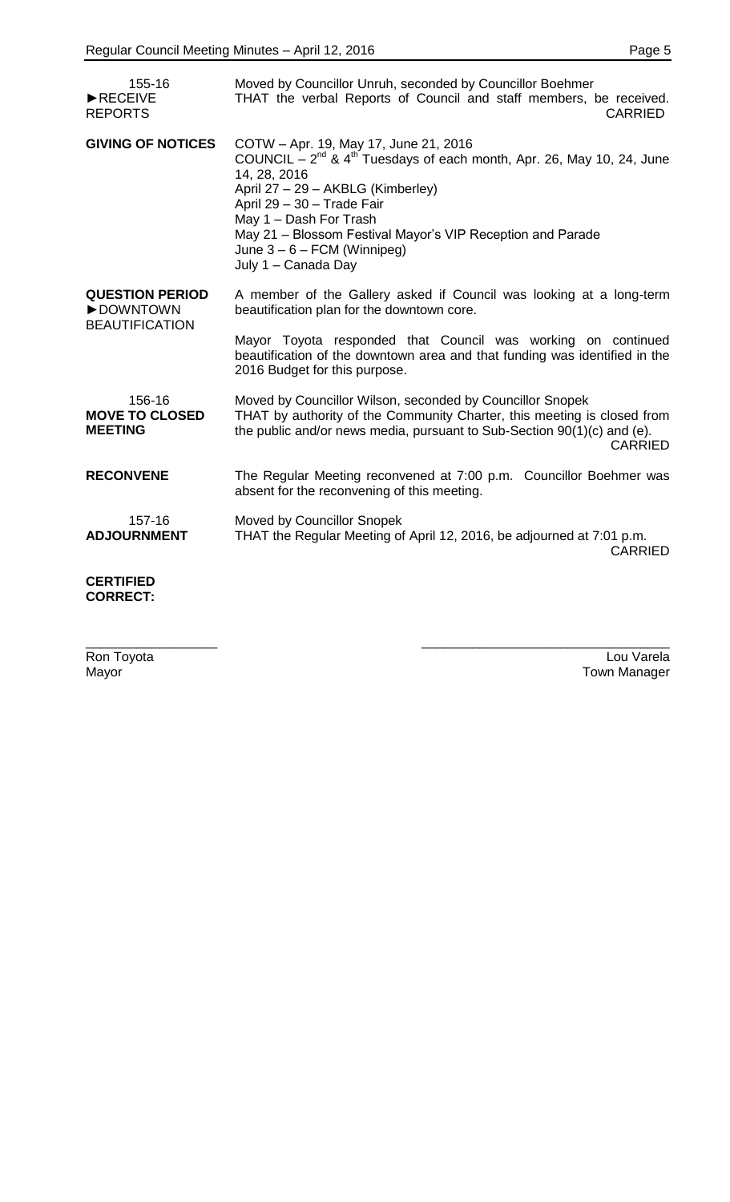**155-16**
**►RECEIVE REPORTS**

Moved by Councillor Unruh, seconded by Councillor Boehmer
THAT the verbal Reports of Council and staff members, be received.
CARRIED

**GIVING OF NOTICES**

COTW – Apr. 19, May 17, June 21, 2016
COUNCIL – 2nd & 4th Tuesdays of each month, Apr. 26, May 10, 24, June 14, 28, 2016
April 27 – 29 – AKBLG (Kimberley)
April 29 – 30 – Trade Fair
May 1 – Dash For Trash
May 21 – Blossom Festival Mayor's VIP Reception and Parade
June 3 – 6 – FCM (Winnipeg)
July 1 – Canada Day

**QUESTION PERIOD**
**►DOWNTOWN BEAUTIFICATION**

A member of the Gallery asked if Council was looking at a long-term beautification plan for the downtown core.

Mayor Toyota responded that Council was working on continued beautification of the downtown area and that funding was identified in the 2016 Budget for this purpose.

**156-16**
**MOVE TO CLOSED MEETING**

Moved by Councillor Wilson, seconded by Councillor Snopek
THAT by authority of the Community Charter, this meeting is closed from the public and/or news media, pursuant to Sub-Section 90(1)(c) and (e).
CARRIED

**RECONVENE**

The Regular Meeting reconvened at 7:00 p.m. Councillor Boehmer was absent for the reconvening of this meeting.

**157-16**
**ADJOURNMENT**

Moved by Councillor Snopek
THAT the Regular Meeting of April 12, 2016, be adjourned at 7:01 p.m.
CARRIED

**CERTIFIED CORRECT:**

\_\_\_\_\_\_\_\_\_\_\_\_\_\_\_\_\_\_
Ron Toyota
Mayor

\_\_\_\_\_\_\_\_\_\_\_\_\_\_\_\_\_\_
Lou Varela
Town Manager